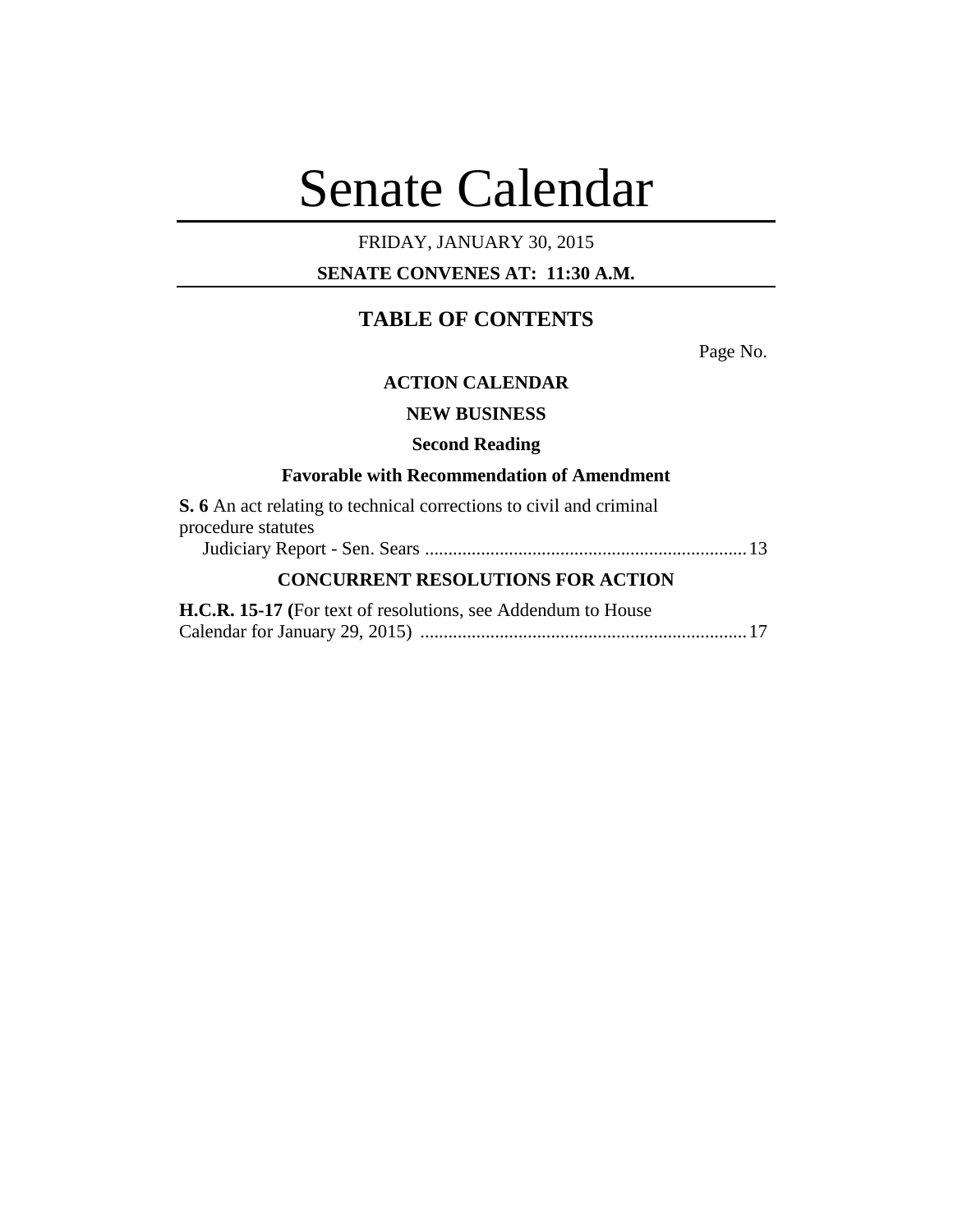# Senate Calendar

FRIDAY, JANUARY 30, 2015

**SENATE CONVENES AT: 11:30 A.M.**

## TABLE OF CONTENTS

Page No.

**ACTION CALENDAR**

**NEW BUSINESS**

**Second Reading**

**Favorable with Recommendation of Amendment**

**S. 6** An act relating to technical corrections to civil and criminal procedure statutes
Judiciary Report - Sen. Sears .................................................................... 13

**CONCURRENT RESOLUTIONS FOR ACTION**

**H.C.R. 15-17 (**For text of resolutions, see Addendum to House Calendar for January 29, 2015) ..................................................................... 17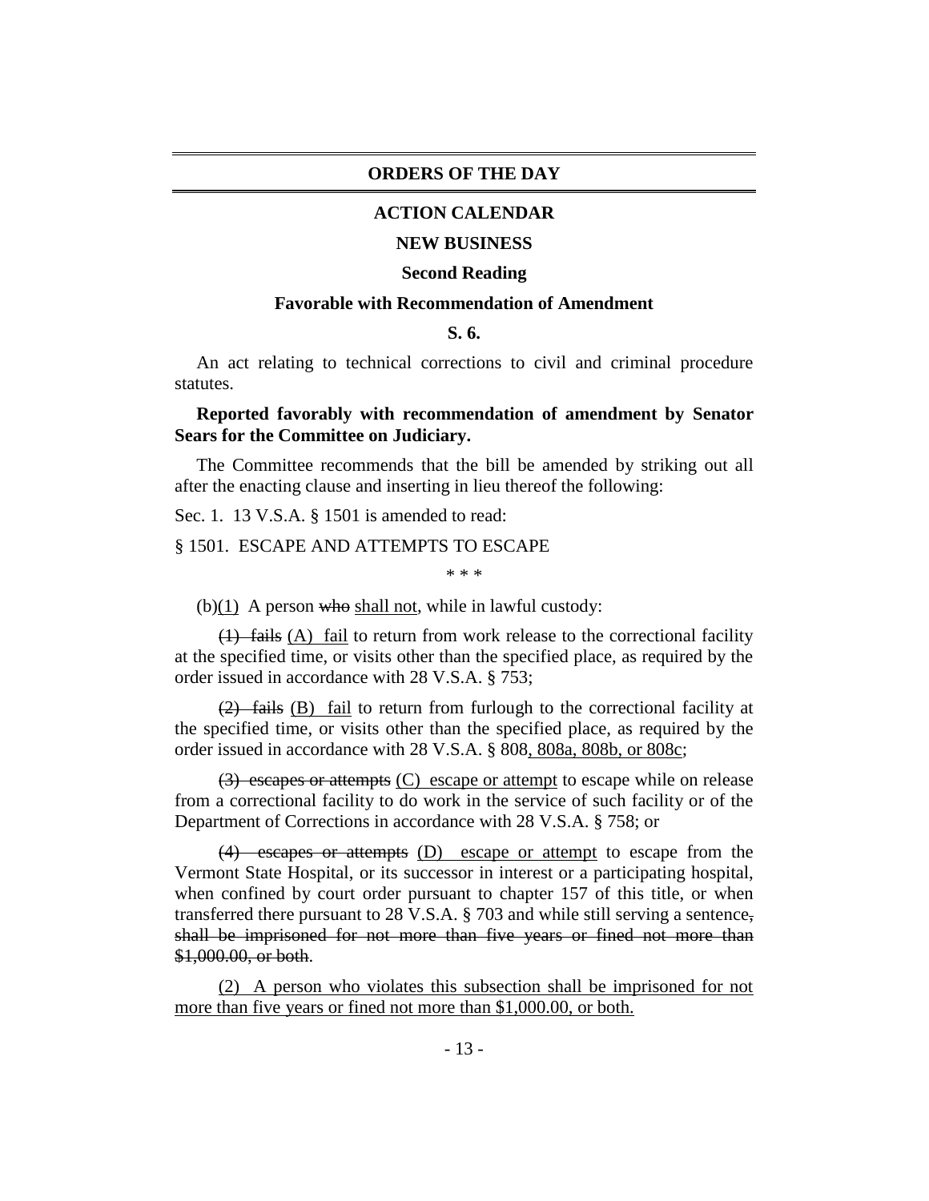## ORDERS OF THE DAY

### ACTION CALENDAR

### NEW BUSINESS

### Second Reading

### Favorable with Recommendation of Amendment

**S. 6.**

An act relating to technical corrections to civil and criminal procedure statutes.

**Reported favorably with recommendation of amendment by Senator Sears for the Committee on Judiciary.**

The Committee recommends that the bill be amended by striking out all after the enacting clause and inserting in lieu thereof the following:

Sec. 1. 13 V.S.A. § 1501 is amended to read:

§ 1501. ESCAPE AND ATTEMPTS TO ESCAPE

\* \* \*

(b)<u>(1)</u> A person ~~who~~ <u>shall not</u>, while in lawful custody:

~~(1) fails~~ <u>(A) fail</u> to return from work release to the correctional facility at the specified time, or visits other than the specified place, as required by the order issued in accordance with 28 V.S.A. § 753;

~~(2) fails~~ <u>(B) fail</u> to return from furlough to the correctional facility at the specified time, or visits other than the specified place, as required by the order issued in accordance with 28 V.S.A. § 808<u>, 808a, 808b, or 808c</u>;

~~(3) escapes or attempts~~ <u>(C) escape or attempt</u> to escape while on release from a correctional facility to do work in the service of such facility or of the Department of Corrections in accordance with 28 V.S.A. § 758; or

~~(4) escapes or attempts~~ <u>(D) escape or attempt</u> to escape from the Vermont State Hospital, or its successor in interest or a participating hospital, when confined by court order pursuant to chapter 157 of this title, or when transferred there pursuant to 28 V.S.A. § 703 and while still serving a sentence~~, shall be imprisoned for not more than five years or fined not more than $1,000.00, or both~~.

<u>(2) A person who violates this subsection shall be imprisoned for not more than five years or fined not more than $1,000.00, or both.</u>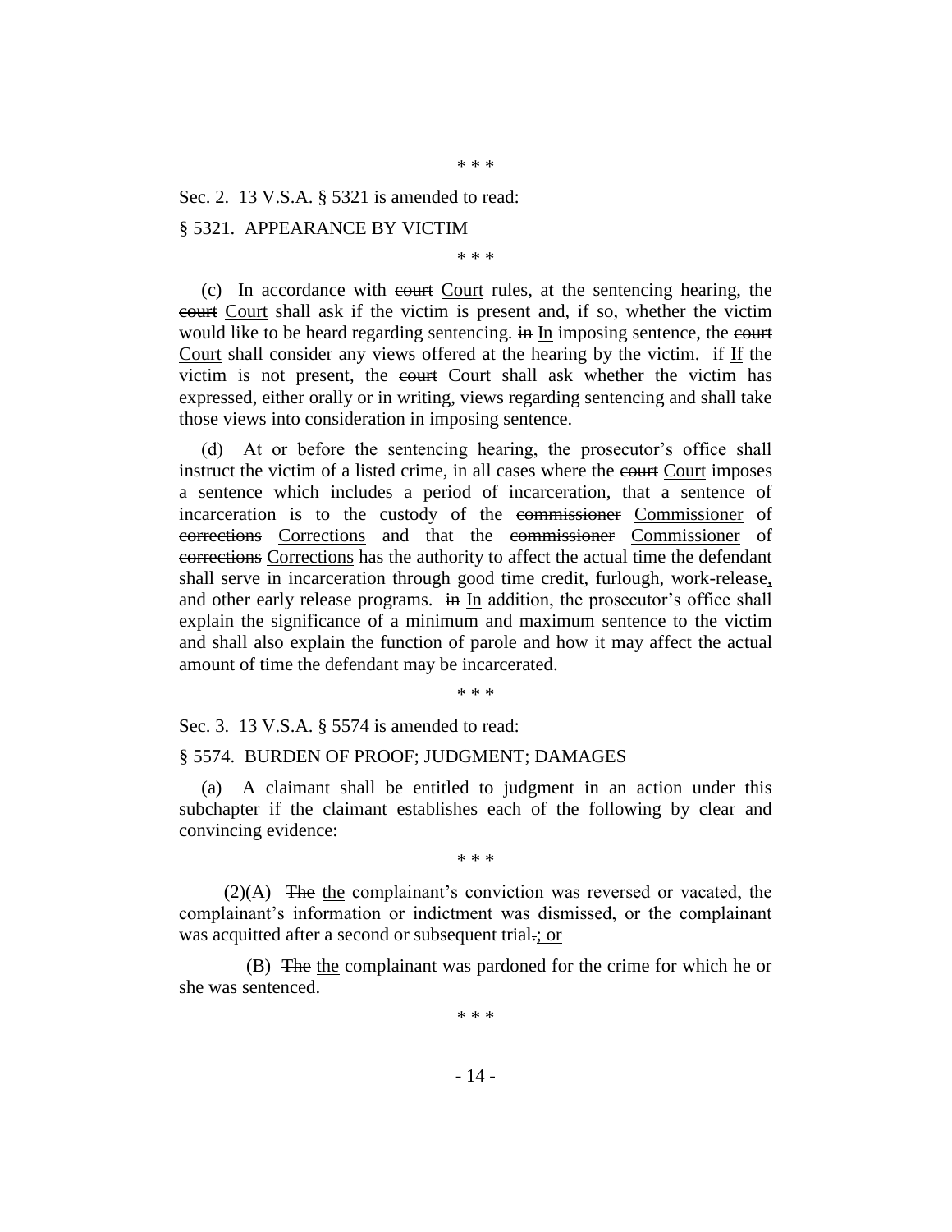\* \* \*

Sec. 2. 13 V.S.A. § 5321 is amended to read:

§ 5321. APPEARANCE BY VICTIM

\* \* \*

(c) In accordance with ~~court~~ Court rules, at the sentencing hearing, the ~~court~~ Court shall ask if the victim is present and, if so, whether the victim would like to be heard regarding sentencing. ~~in~~ In imposing sentence, the ~~court~~ Court shall consider any views offered at the hearing by the victim. ~~if~~ If the victim is not present, the ~~court~~ Court shall ask whether the victim has expressed, either orally or in writing, views regarding sentencing and shall take those views into consideration in imposing sentence.

(d) At or before the sentencing hearing, the prosecutor's office shall instruct the victim of a listed crime, in all cases where the ~~court~~ Court imposes a sentence which includes a period of incarceration, that a sentence of incarceration is to the custody of the ~~commissioner~~ Commissioner of ~~corrections~~ Corrections and that the ~~commissioner~~ Commissioner of ~~corrections~~ Corrections has the authority to affect the actual time the defendant shall serve in incarceration through good time credit, furlough, work-release, and other early release programs. ~~in~~ In addition, the prosecutor's office shall explain the significance of a minimum and maximum sentence to the victim and shall also explain the function of parole and how it may affect the actual amount of time the defendant may be incarcerated.

\* \* \*

Sec. 3. 13 V.S.A. § 5574 is amended to read:

§ 5574. BURDEN OF PROOF; JUDGMENT; DAMAGES

(a) A claimant shall be entitled to judgment in an action under this subchapter if the claimant establishes each of the following by clear and convincing evidence:

\* \* \*

(2)(A) ~~The~~ the complainant's conviction was reversed or vacated, the complainant's information or indictment was dismissed, or the complainant was acquitted after a second or subsequent trial~~.~~; or

(B) ~~The~~ the complainant was pardoned for the crime for which he or she was sentenced.

\* \* \*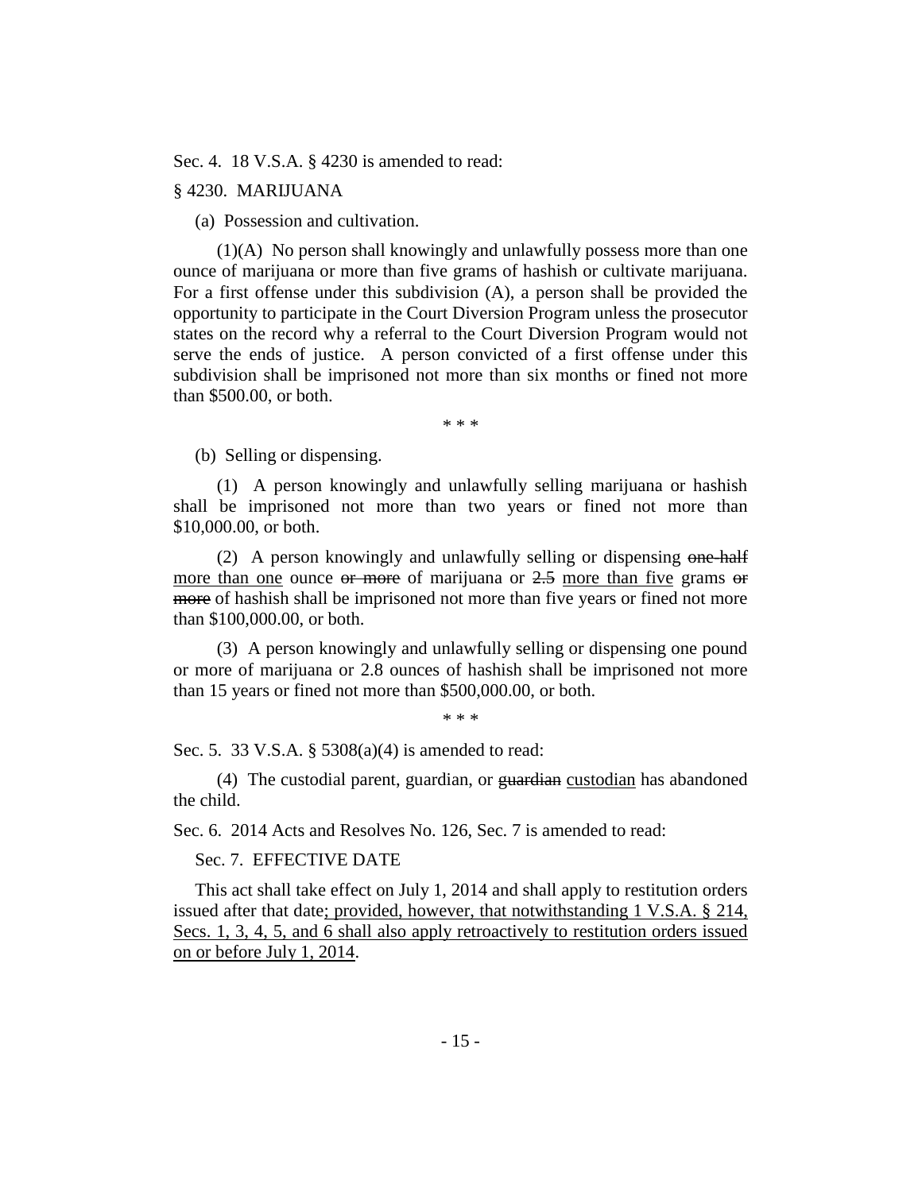Sec. 4. 18 V.S.A. § 4230 is amended to read:

§ 4230. MARIJUANA

(a) Possession and cultivation.

(1)(A) No person shall knowingly and unlawfully possess more than one ounce of marijuana or more than five grams of hashish or cultivate marijuana. For a first offense under this subdivision (A), a person shall be provided the opportunity to participate in the Court Diversion Program unless the prosecutor states on the record why a referral to the Court Diversion Program would not serve the ends of justice. A person convicted of a first offense under this subdivision shall be imprisoned not more than six months or fined not more than $500.00, or both.

\* \* \*

(b) Selling or dispensing.

(1) A person knowingly and unlawfully selling marijuana or hashish shall be imprisoned not more than two years or fined not more than $10,000.00, or both.

(2) A person knowingly and unlawfully selling or dispensing ~~one-half~~ <u>more than one</u> ounce ~~or more~~ of marijuana or ~~2.5~~ <u>more than five</u> grams ~~or more~~ of hashish shall be imprisoned not more than five years or fined not more than $100,000.00, or both.

(3) A person knowingly and unlawfully selling or dispensing one pound or more of marijuana or 2.8 ounces of hashish shall be imprisoned not more than 15 years or fined not more than $500,000.00, or both.

\* \* \*

Sec. 5. 33 V.S.A. § 5308(a)(4) is amended to read:

(4) The custodial parent, guardian, or ~~guardian~~ <u>custodian</u> has abandoned the child.

Sec. 6. 2014 Acts and Resolves No. 126, Sec. 7 is amended to read:

Sec. 7. EFFECTIVE DATE

This act shall take effect on July 1, 2014 and shall apply to restitution orders issued after that date<u>; provided, however, that notwithstanding 1 V.S.A. § 214, Secs. 1, 3, 4, 5, and 6 shall also apply retroactively to restitution orders issued on or before July 1, 2014</u>.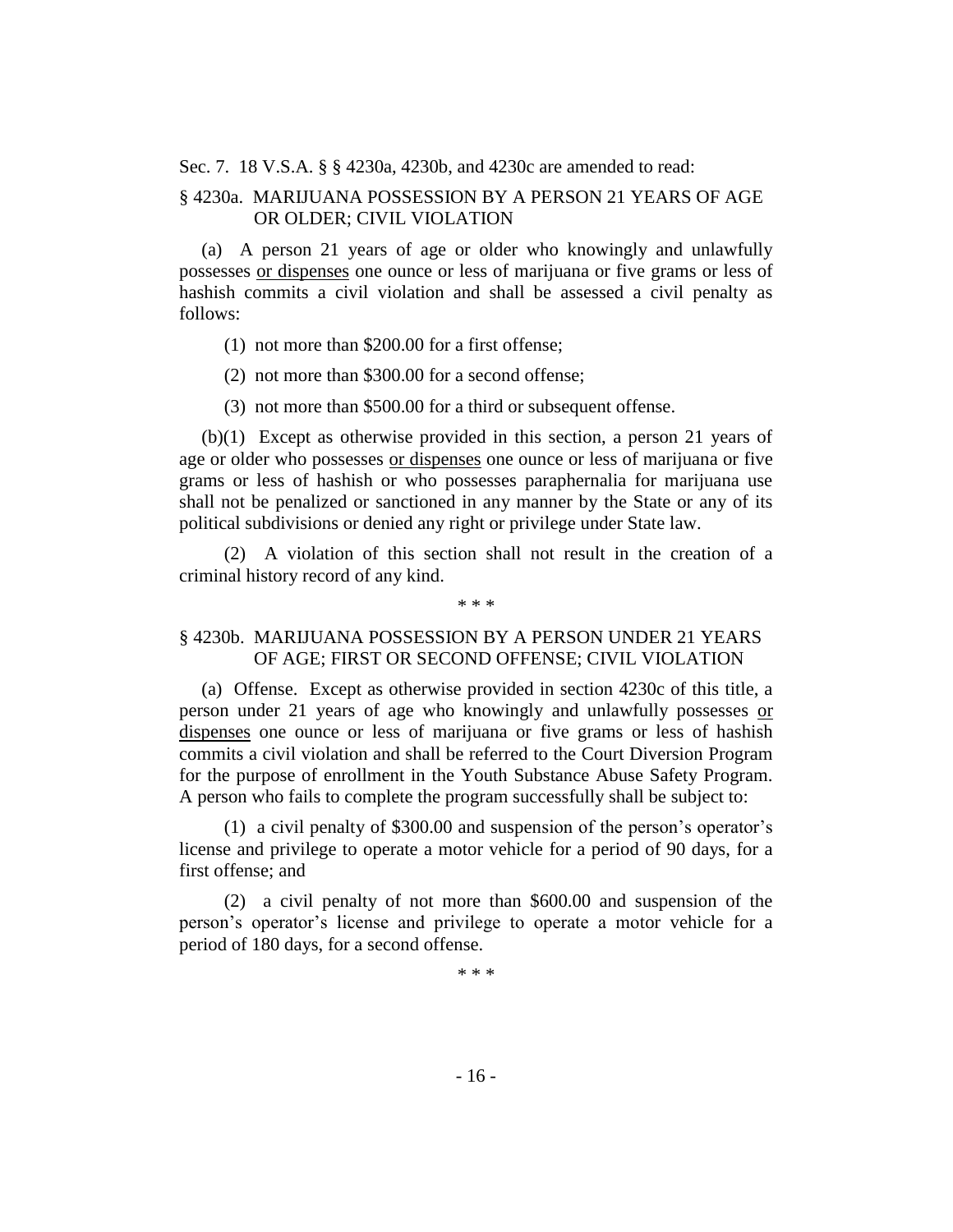Sec. 7. 18 V.S.A. § § 4230a, 4230b, and 4230c are amended to read:

§ 4230a. MARIJUANA POSSESSION BY A PERSON 21 YEARS OF AGE OR OLDER; CIVIL VIOLATION

(a) A person 21 years of age or older who knowingly and unlawfully possesses <u>or dispenses</u> one ounce or less of marijuana or five grams or less of hashish commits a civil violation and shall be assessed a civil penalty as follows:

(1) not more than \$200.00 for a first offense;

(2) not more than \$300.00 for a second offense;

(3) not more than \$500.00 for a third or subsequent offense.

(b)(1) Except as otherwise provided in this section, a person 21 years of age or older who possesses <u>or dispenses</u> one ounce or less of marijuana or five grams or less of hashish or who possesses paraphernalia for marijuana use shall not be penalized or sanctioned in any manner by the State or any of its political subdivisions or denied any right or privilege under State law.

(2) A violation of this section shall not result in the creation of a criminal history record of any kind.

\* \* \*

§ 4230b. MARIJUANA POSSESSION BY A PERSON UNDER 21 YEARS OF AGE; FIRST OR SECOND OFFENSE; CIVIL VIOLATION

(a) Offense. Except as otherwise provided in section 4230c of this title, a person under 21 years of age who knowingly and unlawfully possesses <u>or dispenses</u> one ounce or less of marijuana or five grams or less of hashish commits a civil violation and shall be referred to the Court Diversion Program for the purpose of enrollment in the Youth Substance Abuse Safety Program. A person who fails to complete the program successfully shall be subject to:

(1) a civil penalty of \$300.00 and suspension of the person's operator's license and privilege to operate a motor vehicle for a period of 90 days, for a first offense; and

(2) a civil penalty of not more than \$600.00 and suspension of the person's operator's license and privilege to operate a motor vehicle for a period of 180 days, for a second offense.

\* \* \*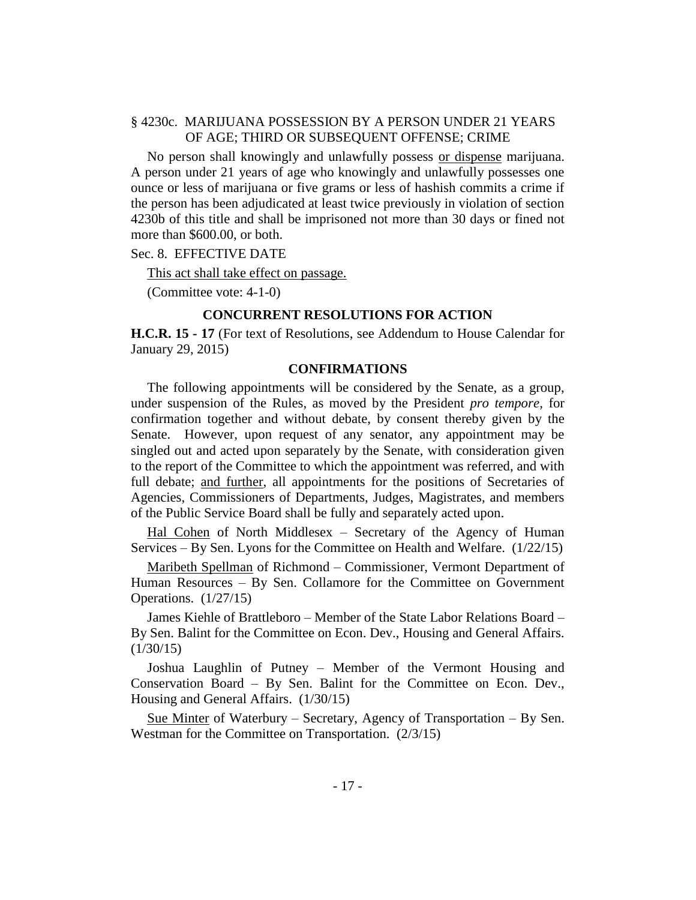§ 4230c. MARIJUANA POSSESSION BY A PERSON UNDER 21 YEARS OF AGE; THIRD OR SUBSEQUENT OFFENSE; CRIME

No person shall knowingly and unlawfully possess or dispense marijuana. A person under 21 years of age who knowingly and unlawfully possesses one ounce or less of marijuana or five grams or less of hashish commits a crime if the person has been adjudicated at least twice previously in violation of section 4230b of this title and shall be imprisoned not more than 30 days or fined not more than $600.00, or both.

Sec. 8. EFFECTIVE DATE

This act shall take effect on passage.

(Committee vote: 4-1-0)

## CONCURRENT RESOLUTIONS FOR ACTION

**H.C.R. 15 - 17** (For text of Resolutions, see Addendum to House Calendar for January 29, 2015)

## CONFIRMATIONS

The following appointments will be considered by the Senate, as a group, under suspension of the Rules, as moved by the President *pro tempore,* for confirmation together and without debate, by consent thereby given by the Senate. However, upon request of any senator, any appointment may be singled out and acted upon separately by the Senate, with consideration given to the report of the Committee to which the appointment was referred, and with full debate; and further, all appointments for the positions of Secretaries of Agencies, Commissioners of Departments, Judges, Magistrates, and members of the Public Service Board shall be fully and separately acted upon.

Hal Cohen of North Middlesex – Secretary of the Agency of Human Services – By Sen. Lyons for the Committee on Health and Welfare. (1/22/15)

Maribeth Spellman of Richmond – Commissioner, Vermont Department of Human Resources – By Sen. Collamore for the Committee on Government Operations. (1/27/15)

James Kiehle of Brattleboro – Member of the State Labor Relations Board – By Sen. Balint for the Committee on Econ. Dev., Housing and General Affairs. (1/30/15)

Joshua Laughlin of Putney – Member of the Vermont Housing and Conservation Board – By Sen. Balint for the Committee on Econ. Dev., Housing and General Affairs. (1/30/15)

Sue Minter of Waterbury – Secretary, Agency of Transportation – By Sen. Westman for the Committee on Transportation. (2/3/15)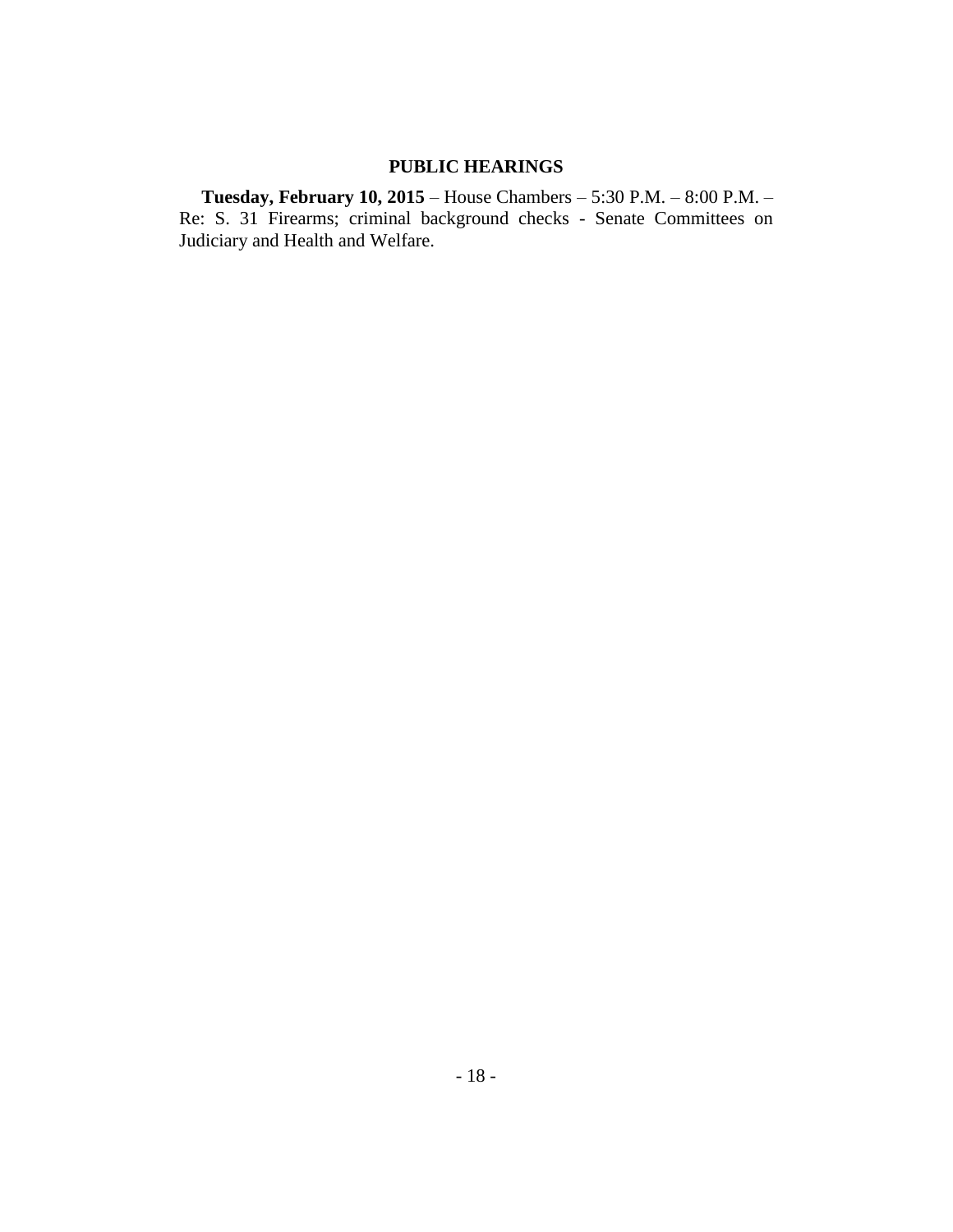## PUBLIC HEARINGS

**Tuesday, February 10, 2015** – House Chambers – 5:30 P.M. – 8:00 P.M. – Re: S. 31 Firearms; criminal background checks - Senate Committees on Judiciary and Health and Welfare.